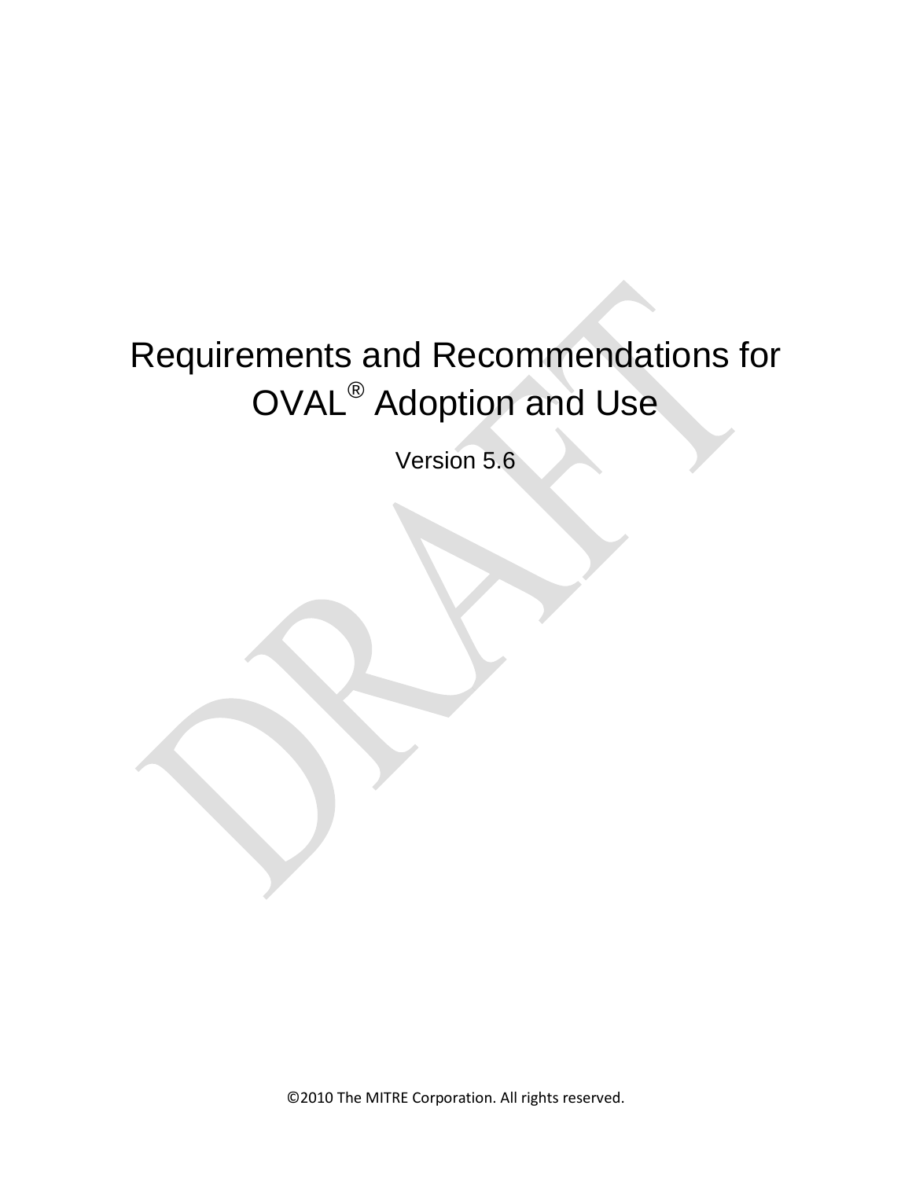# Requirements and Recommendations for OVAL® Adoption and Use

Version 5.6

DRAFT

©2010 The MITRE Corporation. All rights reserved.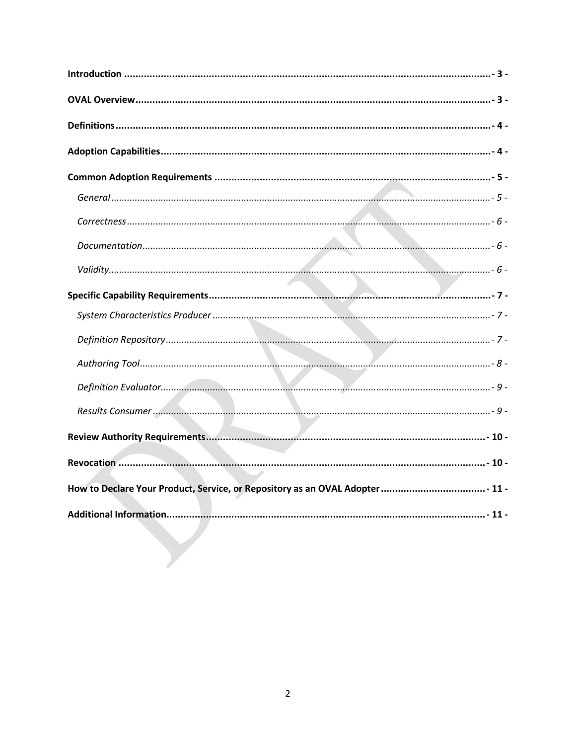**Introduction** - 3 -

**OVAL Overview** - 3 -

**Definitions** - 4 -

**Adoption Capabilities** - 4 -

**Common Adoption Requirements** - 5 -

*General* - 5 -

*Correctness* - 6 -

*Documentation* - 6 -

*Validity* - 6 -

**Specific Capability Requirements** - 7 -

*System Characteristics Producer* - 7 -

*Definition Repository* - 7 -

*Authoring Tool* - 8 -

*Definition Evaluator* - 9 -

*Results Consumer* - 9 -

**Review Authority Requirements** - 10 -

**Revocation** - 10 -

**How to Declare Your Product, Service, or Repository as an OVAL Adopter** - 11 -

**Additional Information** - 11 -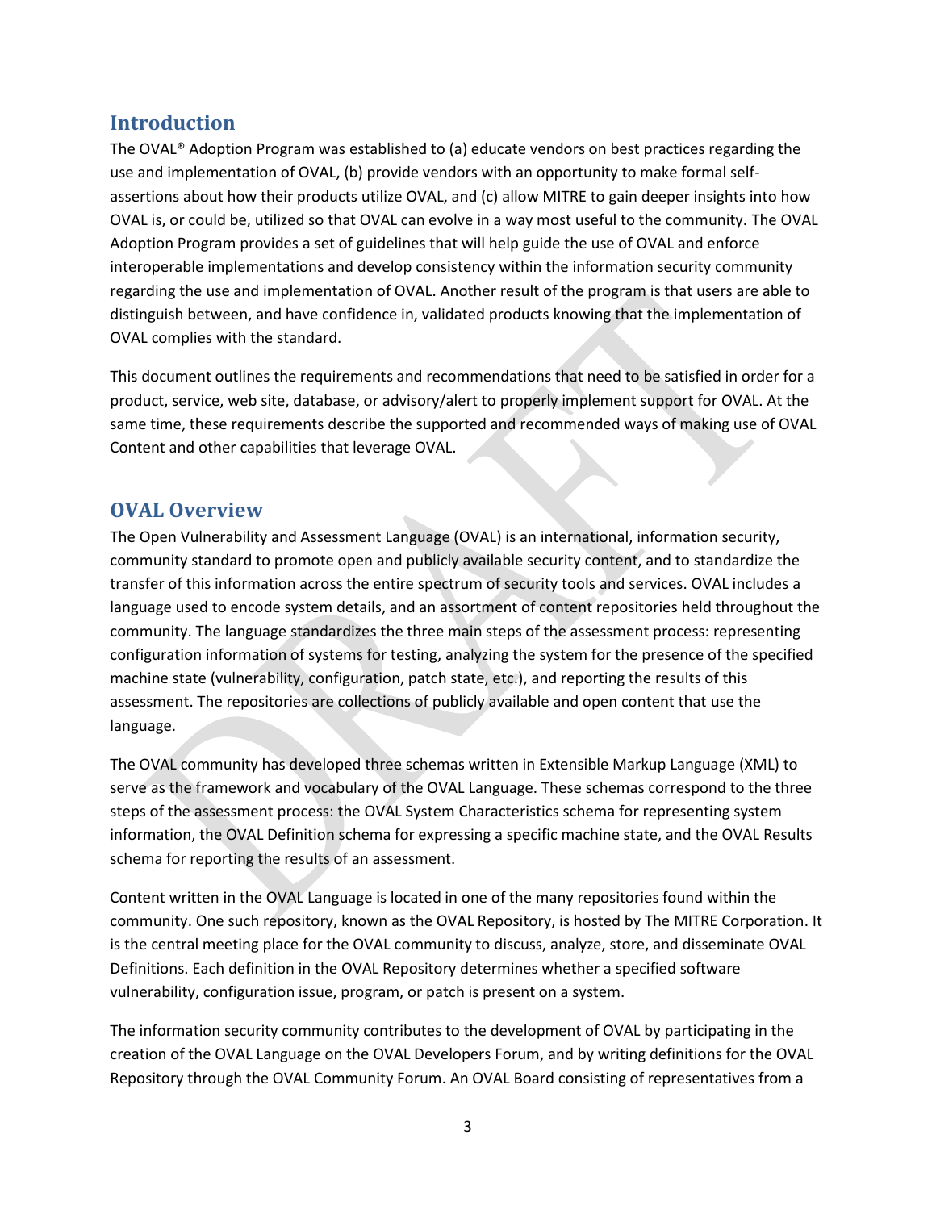## Introduction

The OVAL® Adoption Program was established to (a) educate vendors on best practices regarding the use and implementation of OVAL, (b) provide vendors with an opportunity to make formal self-assertions about how their products utilize OVAL, and (c) allow MITRE to gain deeper insights into how OVAL is, or could be, utilized so that OVAL can evolve in a way most useful to the community. The OVAL Adoption Program provides a set of guidelines that will help guide the use of OVAL and enforce interoperable implementations and develop consistency within the information security community regarding the use and implementation of OVAL. Another result of the program is that users are able to distinguish between, and have confidence in, validated products knowing that the implementation of OVAL complies with the standard.

This document outlines the requirements and recommendations that need to be satisfied in order for a product, service, web site, database, or advisory/alert to properly implement support for OVAL. At the same time, these requirements describe the supported and recommended ways of making use of OVAL Content and other capabilities that leverage OVAL.

## OVAL Overview

The Open Vulnerability and Assessment Language (OVAL) is an international, information security, community standard to promote open and publicly available security content, and to standardize the transfer of this information across the entire spectrum of security tools and services. OVAL includes a language used to encode system details, and an assortment of content repositories held throughout the community. The language standardizes the three main steps of the assessment process: representing configuration information of systems for testing, analyzing the system for the presence of the specified machine state (vulnerability, configuration, patch state, etc.), and reporting the results of this assessment. The repositories are collections of publicly available and open content that use the language.

The OVAL community has developed three schemas written in Extensible Markup Language (XML) to serve as the framework and vocabulary of the OVAL Language. These schemas correspond to the three steps of the assessment process: the OVAL System Characteristics schema for representing system information, the OVAL Definition schema for expressing a specific machine state, and the OVAL Results schema for reporting the results of an assessment.

Content written in the OVAL Language is located in one of the many repositories found within the community. One such repository, known as the OVAL Repository, is hosted by The MITRE Corporation. It is the central meeting place for the OVAL community to discuss, analyze, store, and disseminate OVAL Definitions. Each definition in the OVAL Repository determines whether a specified software vulnerability, configuration issue, program, or patch is present on a system.

The information security community contributes to the development of OVAL by participating in the creation of the OVAL Language on the OVAL Developers Forum, and by writing definitions for the OVAL Repository through the OVAL Community Forum. An OVAL Board consisting of representatives from a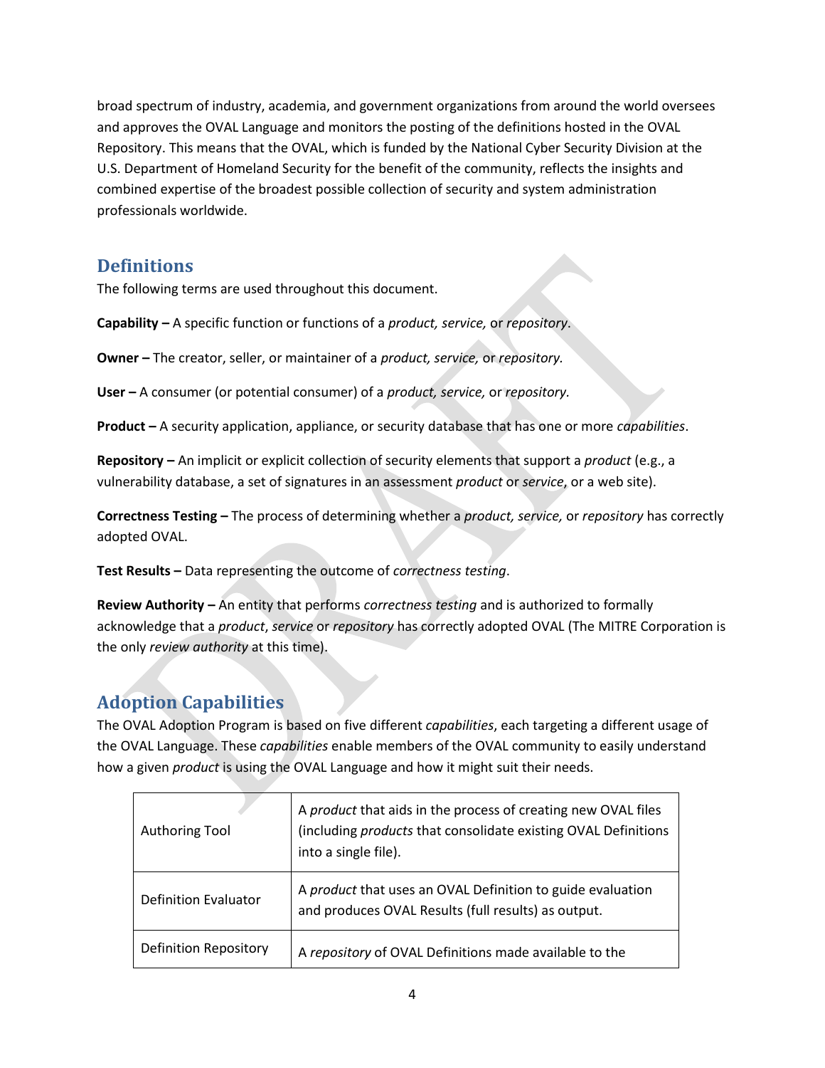broad spectrum of industry, academia, and government organizations from around the world oversees and approves the OVAL Language and monitors the posting of the definitions hosted in the OVAL Repository. This means that the OVAL, which is funded by the National Cyber Security Division at the U.S. Department of Homeland Security for the benefit of the community, reflects the insights and combined expertise of the broadest possible collection of security and system administration professionals worldwide.

## Definitions

The following terms are used throughout this document.

**Capability –** A specific function or functions of a *product, service,* or *repository*.

**Owner –** The creator, seller, or maintainer of a *product, service,* or *repository.*

**User –** A consumer (or potential consumer) of a *product, service,* or *repository.*

**Product –** A security application, appliance, or security database that has one or more *capabilities*.

**Repository –** An implicit or explicit collection of security elements that support a *product* (e.g., a vulnerability database, a set of signatures in an assessment *product* or *service*, or a web site).

**Correctness Testing –** The process of determining whether a *product, service,* or *repository* has correctly adopted OVAL.

**Test Results –** Data representing the outcome of *correctness testing*.

**Review Authority –** An entity that performs *correctness testing* and is authorized to formally acknowledge that a *product*, *service* or *repository* has correctly adopted OVAL (The MITRE Corporation is the only *review authority* at this time).

## Adoption Capabilities

The OVAL Adoption Program is based on five different *capabilities*, each targeting a different usage of the OVAL Language. These *capabilities* enable members of the OVAL community to easily understand how a given *product* is using the OVAL Language and how it might suit their needs.

| | |
|---|---|
| Authoring Tool | A *product* that aids in the process of creating new OVAL files (including *products* that consolidate existing OVAL Definitions into a single file). |
| Definition Evaluator | A *product* that uses an OVAL Definition to guide evaluation and produces OVAL Results (full results) as output. |
| Definition Repository | A *repository* of OVAL Definitions made available to the |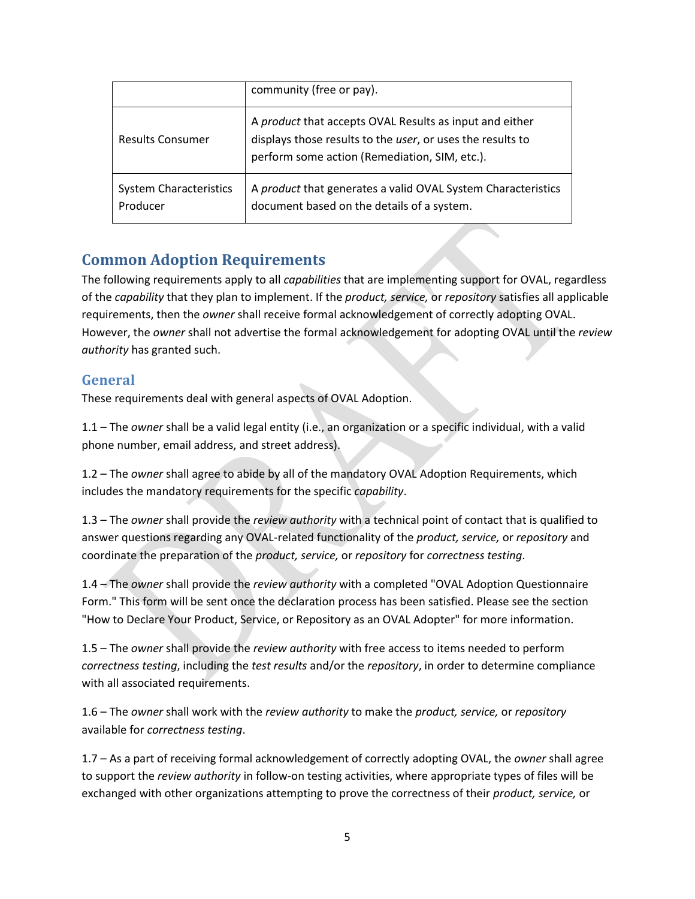| | |
|---|---|
| | community (free or pay). |
| Results Consumer | A *product* that accepts OVAL Results as input and either displays those results to the *user*, or uses the results to perform some action (Remediation, SIM, etc.). |
| System Characteristics Producer | A *product* that generates a valid OVAL System Characteristics document based on the details of a system. |

## Common Adoption Requirements

The following requirements apply to all *capabilities* that are implementing support for OVAL, regardless of the *capability* that they plan to implement. If the *product, service,* or *repository* satisfies all applicable requirements, then the *owner* shall receive formal acknowledgement of correctly adopting OVAL. However, the *owner* shall not advertise the formal acknowledgement for adopting OVAL until the *review authority* has granted such.

### General

These requirements deal with general aspects of OVAL Adoption.

1.1 – The *owner* shall be a valid legal entity (i.e., an organization or a specific individual, with a valid phone number, email address, and street address).

1.2 – The *owner* shall agree to abide by all of the mandatory OVAL Adoption Requirements, which includes the mandatory requirements for the specific *capability*.

1.3 – The *owner* shall provide the *review authority* with a technical point of contact that is qualified to answer questions regarding any OVAL-related functionality of the *product, service,* or *repository* and coordinate the preparation of the *product, service,* or *repository* for *correctness testing*.

1.4 – The *owner* shall provide the *review authority* with a completed "OVAL Adoption Questionnaire Form." This form will be sent once the declaration process has been satisfied. Please see the section "How to Declare Your Product, Service, or Repository as an OVAL Adopter" for more information.

1.5 – The *owner* shall provide the *review authority* with free access to items needed to perform *correctness testing*, including the *test results* and/or the *repository*, in order to determine compliance with all associated requirements.

1.6 – The *owner* shall work with the *review authority* to make the *product, service,* or *repository* available for *correctness testing*.

1.7 – As a part of receiving formal acknowledgement of correctly adopting OVAL, the *owner* shall agree to support the *review authority* in follow-on testing activities, where appropriate types of files will be exchanged with other organizations attempting to prove the correctness of their *product, service,* or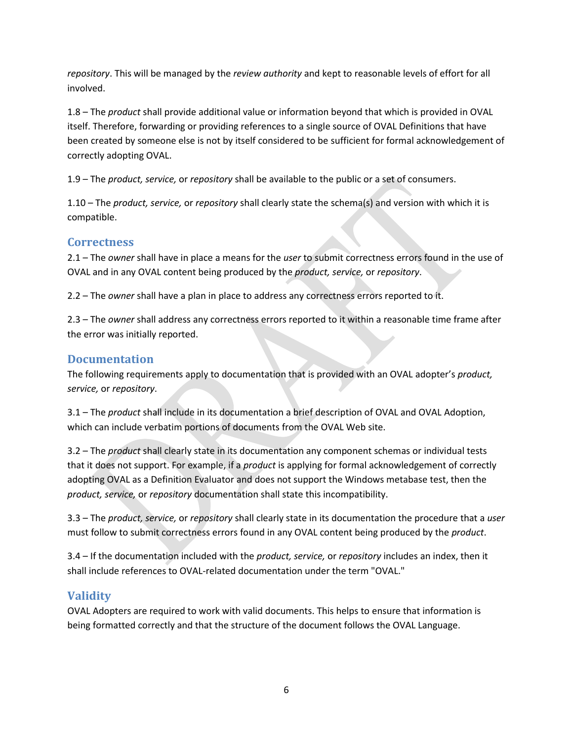*repository*. This will be managed by the *review authority* and kept to reasonable levels of effort for all involved.

1.8 – The *product* shall provide additional value or information beyond that which is provided in OVAL itself. Therefore, forwarding or providing references to a single source of OVAL Definitions that have been created by someone else is not by itself considered to be sufficient for formal acknowledgement of correctly adopting OVAL.

1.9 – The *product, service,* or *repository* shall be available to the public or a set of consumers.

1.10 – The *product, service,* or *repository* shall clearly state the schema(s) and version with which it is compatible.

## Correctness

2.1 – The *owner* shall have in place a means for the *user* to submit correctness errors found in the use of OVAL and in any OVAL content being produced by the *product, service,* or *repository*.

2.2 – The *owner* shall have a plan in place to address any correctness errors reported to it.

2.3 – The *owner* shall address any correctness errors reported to it within a reasonable time frame after the error was initially reported.

## Documentation

The following requirements apply to documentation that is provided with an OVAL adopter's *product, service,* or *repository*.

3.1 – The *product* shall include in its documentation a brief description of OVAL and OVAL Adoption, which can include verbatim portions of documents from the OVAL Web site.

3.2 – The *product* shall clearly state in its documentation any component schemas or individual tests that it does not support. For example, if a *product* is applying for formal acknowledgement of correctly adopting OVAL as a Definition Evaluator and does not support the Windows metabase test, then the *product, service,* or *repository* documentation shall state this incompatibility.

3.3 – The *product, service,* or *repository* shall clearly state in its documentation the procedure that a *user* must follow to submit correctness errors found in any OVAL content being produced by the *product*.

3.4 – If the documentation included with the *product, service,* or *repository* includes an index, then it shall include references to OVAL-related documentation under the term "OVAL."

## Validity

OVAL Adopters are required to work with valid documents. This helps to ensure that information is being formatted correctly and that the structure of the document follows the OVAL Language.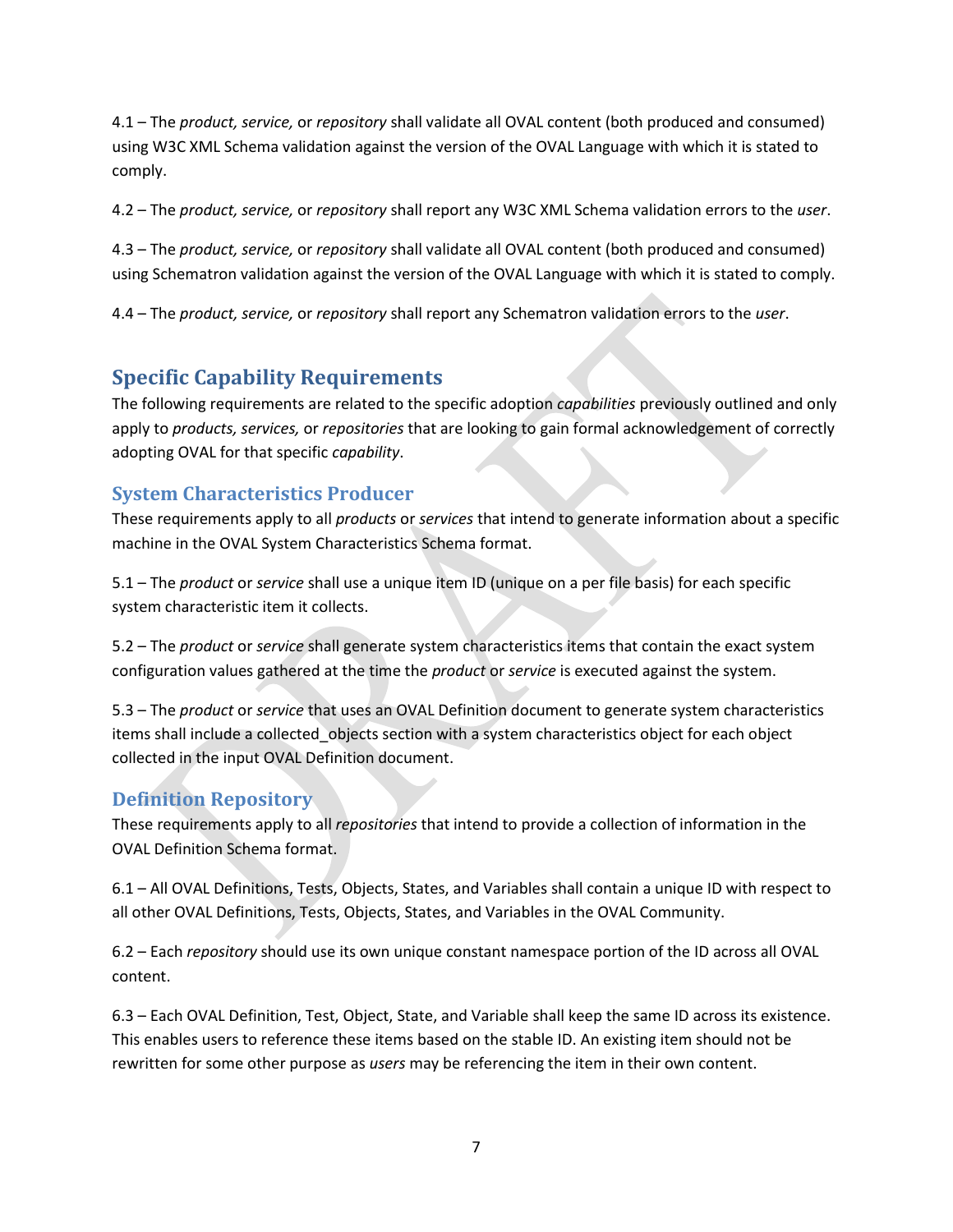4.1 – The *product, service,* or *repository* shall validate all OVAL content (both produced and consumed) using W3C XML Schema validation against the version of the OVAL Language with which it is stated to comply.

4.2 – The *product, service,* or *repository* shall report any W3C XML Schema validation errors to the *user*.

4.3 – The *product, service,* or *repository* shall validate all OVAL content (both produced and consumed) using Schematron validation against the version of the OVAL Language with which it is stated to comply.

4.4 – The *product, service,* or *repository* shall report any Schematron validation errors to the *user*.

## Specific Capability Requirements

The following requirements are related to the specific adoption *capabilities* previously outlined and only apply to *products, services,* or *repositories* that are looking to gain formal acknowledgement of correctly adopting OVAL for that specific *capability*.

### System Characteristics Producer

These requirements apply to all *products* or *services* that intend to generate information about a specific machine in the OVAL System Characteristics Schema format.

5.1 – The *product* or *service* shall use a unique item ID (unique on a per file basis) for each specific system characteristic item it collects.

5.2 – The *product* or *service* shall generate system characteristics items that contain the exact system configuration values gathered at the time the *product* or *service* is executed against the system.

5.3 – The *product* or *service* that uses an OVAL Definition document to generate system characteristics items shall include a collected_objects section with a system characteristics object for each object collected in the input OVAL Definition document.

### Definition Repository

These requirements apply to all *repositories* that intend to provide a collection of information in the OVAL Definition Schema format.

6.1 – All OVAL Definitions, Tests, Objects, States, and Variables shall contain a unique ID with respect to all other OVAL Definitions, Tests, Objects, States, and Variables in the OVAL Community.

6.2 – Each *repository* should use its own unique constant namespace portion of the ID across all OVAL content.

6.3 – Each OVAL Definition, Test, Object, State, and Variable shall keep the same ID across its existence. This enables users to reference these items based on the stable ID. An existing item should not be rewritten for some other purpose as *users* may be referencing the item in their own content.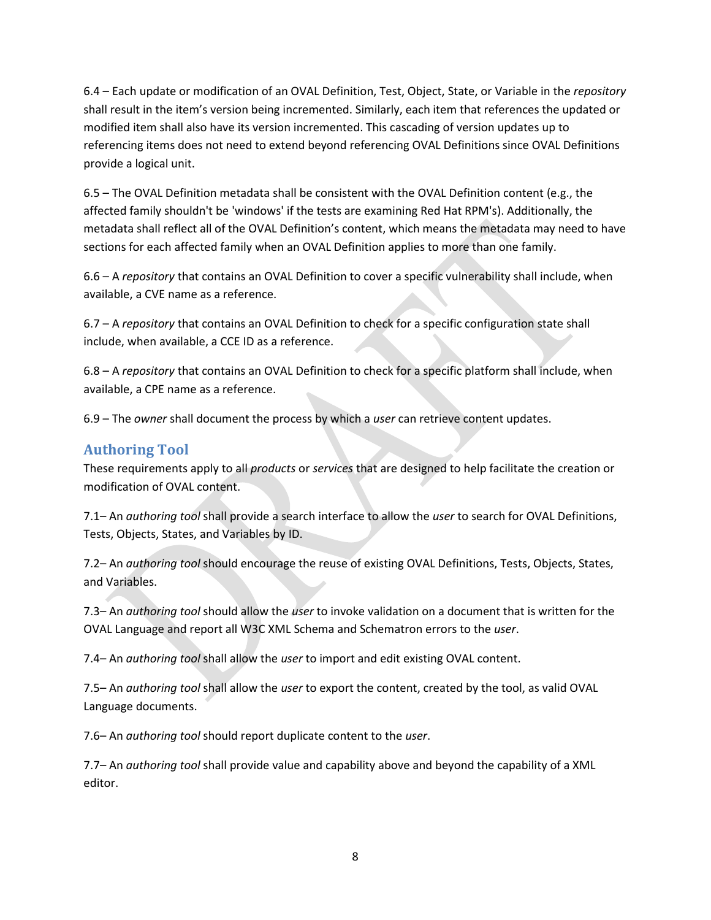6.4 – Each update or modification of an OVAL Definition, Test, Object, State, or Variable in the *repository* shall result in the item's version being incremented. Similarly, each item that references the updated or modified item shall also have its version incremented. This cascading of version updates up to referencing items does not need to extend beyond referencing OVAL Definitions since OVAL Definitions provide a logical unit.

6.5 – The OVAL Definition metadata shall be consistent with the OVAL Definition content (e.g., the affected family shouldn't be 'windows' if the tests are examining Red Hat RPM's). Additionally, the metadata shall reflect all of the OVAL Definition's content, which means the metadata may need to have sections for each affected family when an OVAL Definition applies to more than one family.

6.6 – A *repository* that contains an OVAL Definition to cover a specific vulnerability shall include, when available, a CVE name as a reference.

6.7 – A *repository* that contains an OVAL Definition to check for a specific configuration state shall include, when available, a CCE ID as a reference.

6.8 – A *repository* that contains an OVAL Definition to check for a specific platform shall include, when available, a CPE name as a reference.

6.9 – The *owner* shall document the process by which a *user* can retrieve content updates.

## Authoring Tool

These requirements apply to all *products* or *services* that are designed to help facilitate the creation or modification of OVAL content.

7.1– An *authoring tool* shall provide a search interface to allow the *user* to search for OVAL Definitions, Tests, Objects, States, and Variables by ID.

7.2– An *authoring tool* should encourage the reuse of existing OVAL Definitions, Tests, Objects, States, and Variables.

7.3– An *authoring tool* should allow the *user* to invoke validation on a document that is written for the OVAL Language and report all W3C XML Schema and Schematron errors to the *user*.

7.4– An *authoring tool* shall allow the *user* to import and edit existing OVAL content.

7.5– An *authoring tool* shall allow the *user* to export the content, created by the tool, as valid OVAL Language documents.

7.6– An *authoring tool* should report duplicate content to the *user*.

7.7– An *authoring tool* shall provide value and capability above and beyond the capability of a XML editor.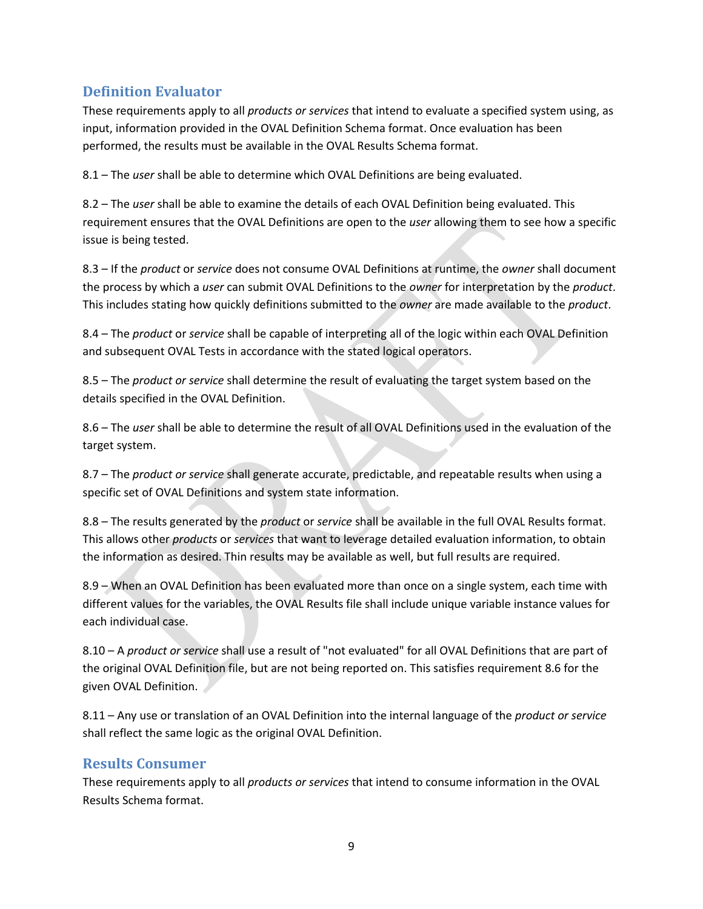## Definition Evaluator

These requirements apply to all *products or services* that intend to evaluate a specified system using, as input, information provided in the OVAL Definition Schema format. Once evaluation has been performed, the results must be available in the OVAL Results Schema format.

8.1 – The *user* shall be able to determine which OVAL Definitions are being evaluated.

8.2 – The *user* shall be able to examine the details of each OVAL Definition being evaluated. This requirement ensures that the OVAL Definitions are open to the *user* allowing them to see how a specific issue is being tested.

8.3 – If the *product* or *service* does not consume OVAL Definitions at runtime, the *owner* shall document the process by which a *user* can submit OVAL Definitions to the *owner* for interpretation by the *product*. This includes stating how quickly definitions submitted to the *owner* are made available to the *product*.

8.4 – The *product* or *service* shall be capable of interpreting all of the logic within each OVAL Definition and subsequent OVAL Tests in accordance with the stated logical operators.

8.5 – The *product or service* shall determine the result of evaluating the target system based on the details specified in the OVAL Definition.

8.6 – The *user* shall be able to determine the result of all OVAL Definitions used in the evaluation of the target system.

8.7 – The *product or service* shall generate accurate, predictable, and repeatable results when using a specific set of OVAL Definitions and system state information.

8.8 – The results generated by the *product* or *service* shall be available in the full OVAL Results format. This allows other *products* or *services* that want to leverage detailed evaluation information, to obtain the information as desired. Thin results may be available as well, but full results are required.

8.9 – When an OVAL Definition has been evaluated more than once on a single system, each time with different values for the variables, the OVAL Results file shall include unique variable instance values for each individual case.

8.10 – A *product or service* shall use a result of "not evaluated" for all OVAL Definitions that are part of the original OVAL Definition file, but are not being reported on. This satisfies requirement 8.6 for the given OVAL Definition.

8.11 – Any use or translation of an OVAL Definition into the internal language of the *product or service* shall reflect the same logic as the original OVAL Definition.

## Results Consumer

These requirements apply to all *products or services* that intend to consume information in the OVAL Results Schema format.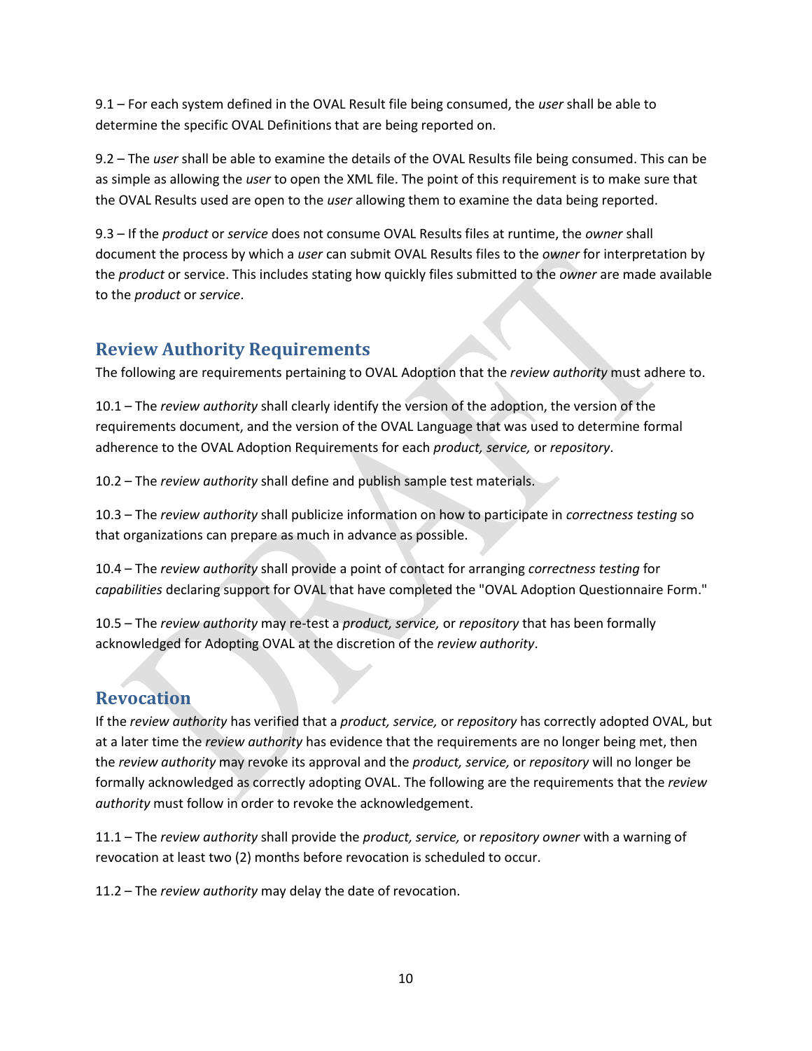9.1 – For each system defined in the OVAL Result file being consumed, the *user* shall be able to determine the specific OVAL Definitions that are being reported on.

9.2 – The *user* shall be able to examine the details of the OVAL Results file being consumed. This can be as simple as allowing the *user* to open the XML file. The point of this requirement is to make sure that the OVAL Results used are open to the *user* allowing them to examine the data being reported.

9.3 – If the *product* or *service* does not consume OVAL Results files at runtime, the *owner* shall document the process by which a *user* can submit OVAL Results files to the *owner* for interpretation by the *product* or service. This includes stating how quickly files submitted to the *owner* are made available to the *product* or *service*.

## Review Authority Requirements

The following are requirements pertaining to OVAL Adoption that the *review authority* must adhere to.

10.1 – The *review authority* shall clearly identify the version of the adoption, the version of the requirements document, and the version of the OVAL Language that was used to determine formal adherence to the OVAL Adoption Requirements for each *product, service,* or *repository*.

10.2 – The *review authority* shall define and publish sample test materials.

10.3 – The *review authority* shall publicize information on how to participate in *correctness testing* so that organizations can prepare as much in advance as possible.

10.4 – The *review authority* shall provide a point of contact for arranging *correctness testing* for *capabilities* declaring support for OVAL that have completed the "OVAL Adoption Questionnaire Form."

10.5 – The *review authority* may re-test a *product, service,* or *repository* that has been formally acknowledged for Adopting OVAL at the discretion of the *review authority*.

## Revocation

If the *review authority* has verified that a *product, service,* or *repository* has correctly adopted OVAL, but at a later time the *review authority* has evidence that the requirements are no longer being met, then the *review authority* may revoke its approval and the *product, service,* or *repository* will no longer be formally acknowledged as correctly adopting OVAL. The following are the requirements that the *review authority* must follow in order to revoke the acknowledgement.

11.1 – The *review authority* shall provide the *product, service,* or *repository owner* with a warning of revocation at least two (2) months before revocation is scheduled to occur.

11.2 – The *review authority* may delay the date of revocation.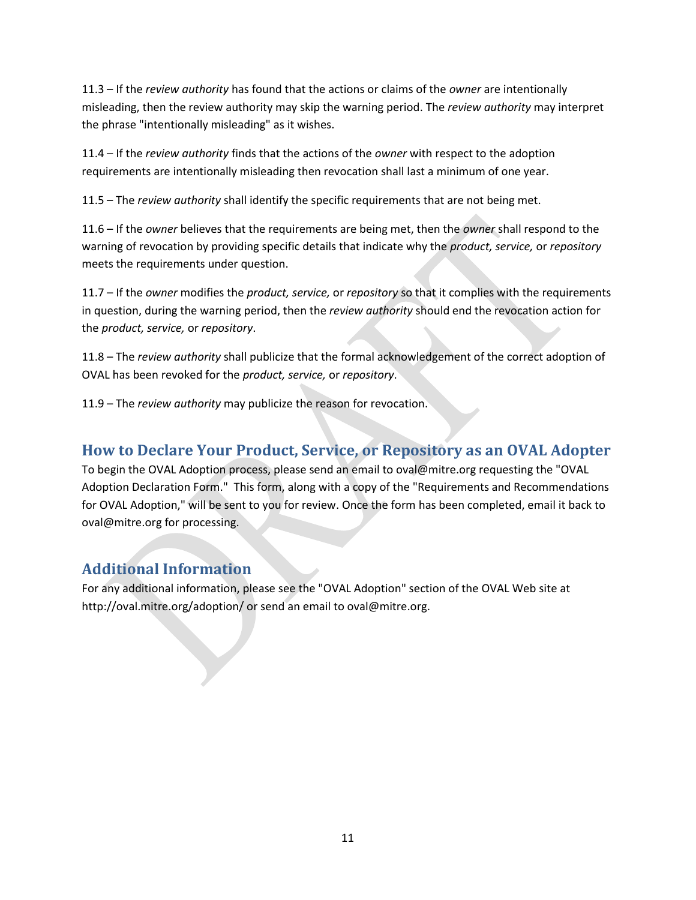11.3 – If the *review authority* has found that the actions or claims of the *owner* are intentionally misleading, then the review authority may skip the warning period. The *review authority* may interpret the phrase "intentionally misleading" as it wishes.

11.4 – If the *review authority* finds that the actions of the *owner* with respect to the adoption requirements are intentionally misleading then revocation shall last a minimum of one year.

11.5 – The *review authority* shall identify the specific requirements that are not being met.

11.6 – If the *owner* believes that the requirements are being met, then the *owner* shall respond to the warning of revocation by providing specific details that indicate why the *product, service,* or *repository* meets the requirements under question.

11.7 – If the *owner* modifies the *product, service,* or *repository* so that it complies with the requirements in question, during the warning period, then the *review authority* should end the revocation action for the *product, service,* or *repository*.

11.8 – The *review authority* shall publicize that the formal acknowledgement of the correct adoption of OVAL has been revoked for the *product, service,* or *repository*.

11.9 – The *review authority* may publicize the reason for revocation.

## How to Declare Your Product, Service, or Repository as an OVAL Adopter

To begin the OVAL Adoption process, please send an email to oval@mitre.org requesting the "OVAL Adoption Declaration Form." This form, along with a copy of the "Requirements and Recommendations for OVAL Adoption," will be sent to you for review. Once the form has been completed, email it back to oval@mitre.org for processing.

## Additional Information

For any additional information, please see the "OVAL Adoption" section of the OVAL Web site at http://oval.mitre.org/adoption/ or send an email to oval@mitre.org.